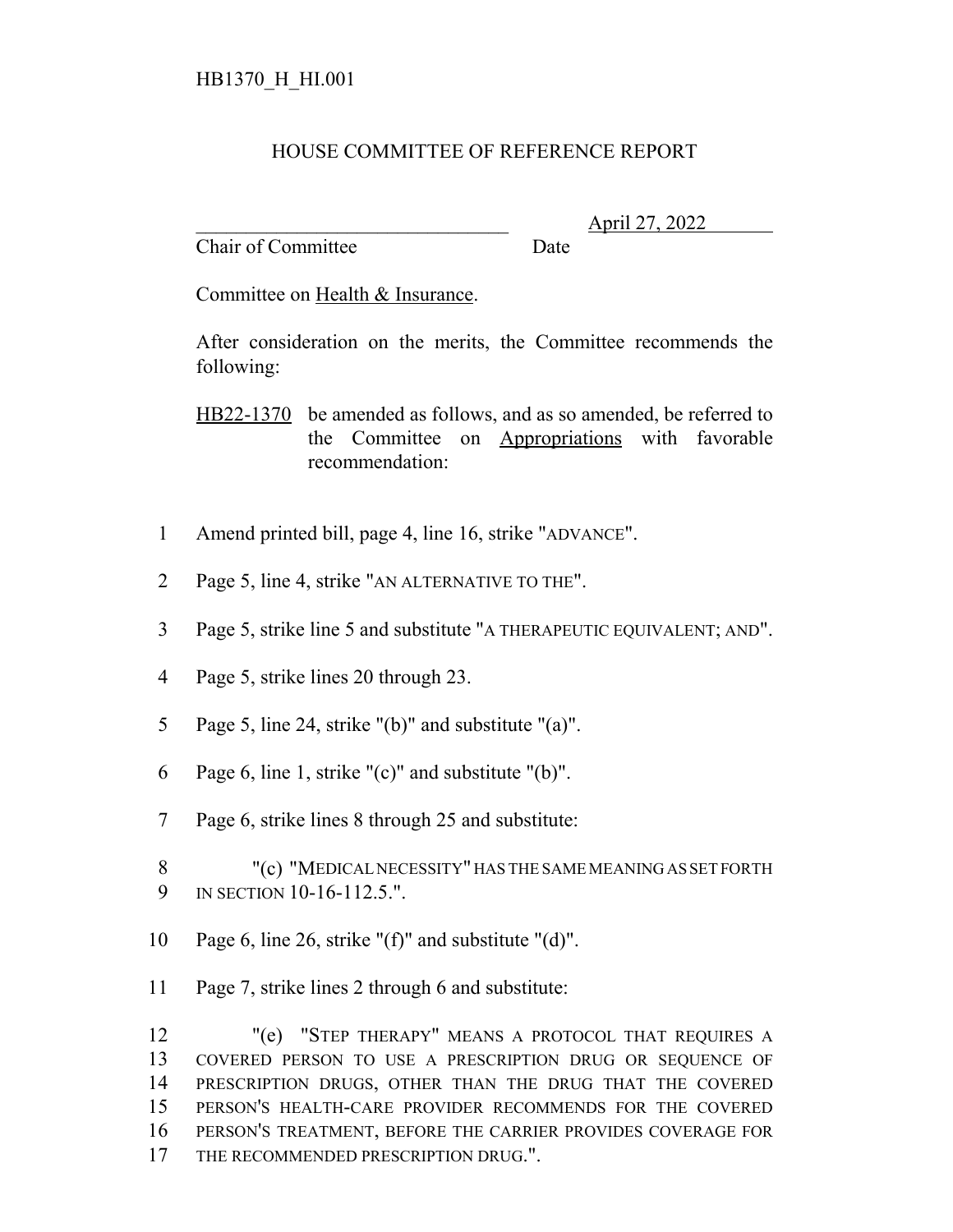HB1370_H_HI.001

# HOUSE COMMITTEE OF REFERENCE REPORT

________________________________ April 27, 2022
Chair of Committee Date

Committee on Health & Insurance.

After consideration on the merits, the Committee recommends the following:

HB22-1370 be amended as follows, and as so amended, be referred to the Committee on Appropriations with favorable recommendation:

1 Amend printed bill, page 4, line 16, strike "ADVANCE".

2 Page 5, line 4, strike "AN ALTERNATIVE TO THE".

3 Page 5, strike line 5 and substitute "A THERAPEUTIC EQUIVALENT; AND".

4 Page 5, strike lines 20 through 23.

5 Page 5, line 24, strike "(b)" and substitute "(a)".

6 Page 6, line 1, strike "(c)" and substitute "(b)".

7 Page 6, strike lines 8 through 25 and substitute:

8 "(c) "MEDICAL NECESSITY" HAS THE SAME MEANING AS SET FORTH
9 IN SECTION 10-16-112.5.".

10 Page 6, line 26, strike "(f)" and substitute "(d)".

11 Page 7, strike lines 2 through 6 and substitute:

12 "(e) "STEP THERAPY" MEANS A PROTOCOL THAT REQUIRES A
13 COVERED PERSON TO USE A PRESCRIPTION DRUG OR SEQUENCE OF
14 PRESCRIPTION DRUGS, OTHER THAN THE DRUG THAT THE COVERED
15 PERSON'S HEALTH-CARE PROVIDER RECOMMENDS FOR THE COVERED
16 PERSON'S TREATMENT, BEFORE THE CARRIER PROVIDES COVERAGE FOR
17 THE RECOMMENDED PRESCRIPTION DRUG.".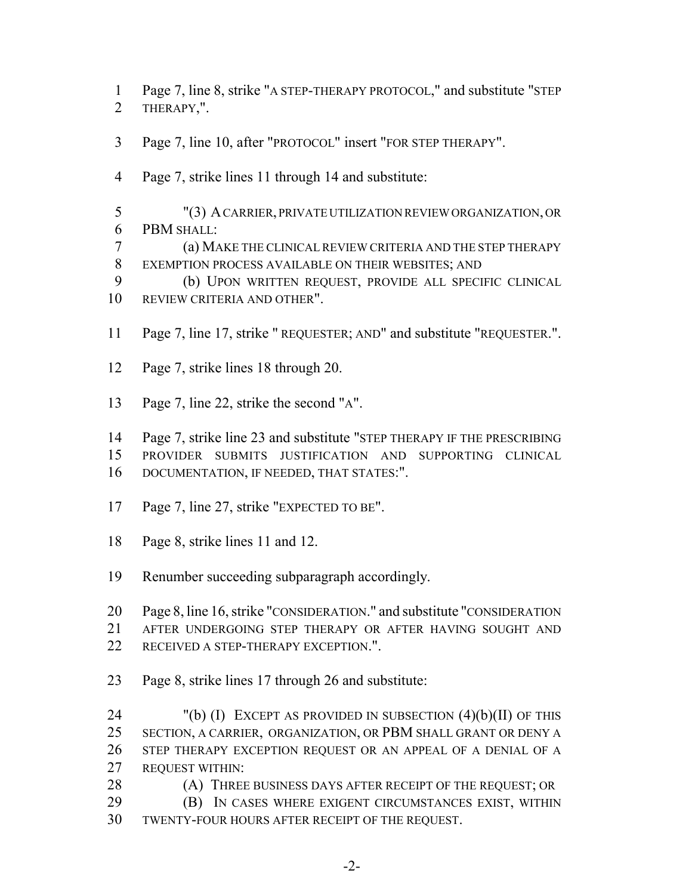Page 7, line 8, strike "A STEP-THERAPY PROTOCOL," and substitute "STEP THERAPY,".

Page 7, line 10, after "PROTOCOL" insert "FOR STEP THERAPY".

Page 7, strike lines 11 through 14 and substitute:

"(3) A CARRIER, PRIVATE UTILIZATION REVIEW ORGANIZATION, OR PBM SHALL:

(a) MAKE THE CLINICAL REVIEW CRITERIA AND THE STEP THERAPY EXEMPTION PROCESS AVAILABLE ON THEIR WEBSITES; AND

(b) UPON WRITTEN REQUEST, PROVIDE ALL SPECIFIC CLINICAL REVIEW CRITERIA AND OTHER".

Page 7, line 17, strike " REQUESTER; AND" and substitute "REQUESTER.".

Page 7, strike lines 18 through 20.

Page 7, line 22, strike the second "A".

Page 7, strike line 23 and substitute "STEP THERAPY IF THE PRESCRIBING PROVIDER SUBMITS JUSTIFICATION AND SUPPORTING CLINICAL DOCUMENTATION, IF NEEDED, THAT STATES:".

Page 7, line 27, strike "EXPECTED TO BE".

Page 8, strike lines 11 and 12.

Renumber succeeding subparagraph accordingly.

Page 8, line 16, strike "CONSIDERATION." and substitute "CONSIDERATION AFTER UNDERGOING STEP THERAPY OR AFTER HAVING SOUGHT AND RECEIVED A STEP-THERAPY EXCEPTION.".

Page 8, strike lines 17 through 26 and substitute:

"(b) (I) EXCEPT AS PROVIDED IN SUBSECTION (4)(b)(II) OF THIS SECTION, A CARRIER, ORGANIZATION, OR PBM SHALL GRANT OR DENY A STEP THERAPY EXCEPTION REQUEST OR AN APPEAL OF A DENIAL OF A REQUEST WITHIN:

(A) THREE BUSINESS DAYS AFTER RECEIPT OF THE REQUEST; OR

(B) IN CASES WHERE EXIGENT CIRCUMSTANCES EXIST, WITHIN TWENTY-FOUR HOURS AFTER RECEIPT OF THE REQUEST.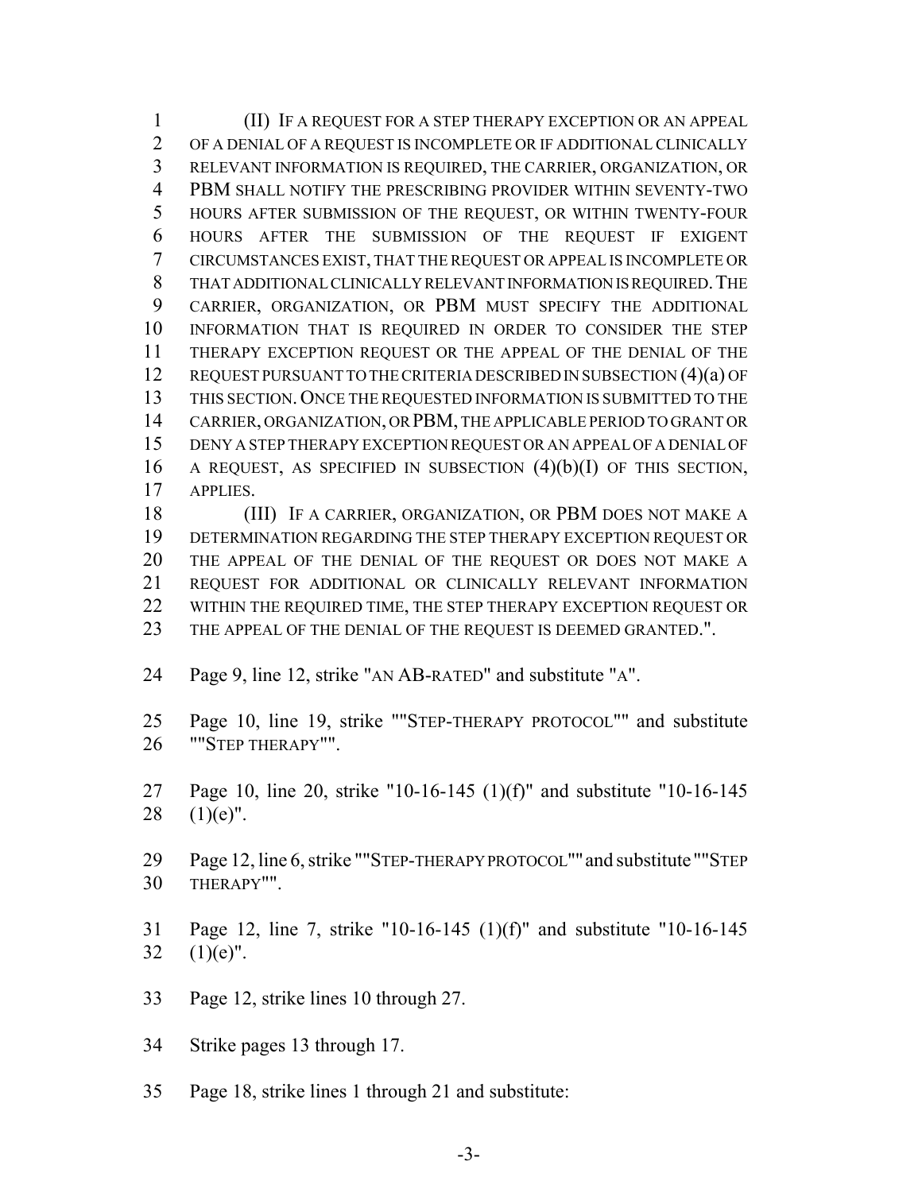(II) IF A REQUEST FOR A STEP THERAPY EXCEPTION OR AN APPEAL OF A DENIAL OF A REQUEST IS INCOMPLETE OR IF ADDITIONAL CLINICALLY RELEVANT INFORMATION IS REQUIRED, THE CARRIER, ORGANIZATION, OR PBM SHALL NOTIFY THE PRESCRIBING PROVIDER WITHIN SEVENTY-TWO HOURS AFTER SUBMISSION OF THE REQUEST, OR WITHIN TWENTY-FOUR HOURS AFTER THE SUBMISSION OF THE REQUEST IF EXIGENT CIRCUMSTANCES EXIST, THAT THE REQUEST OR APPEAL IS INCOMPLETE OR THAT ADDITIONAL CLINICALLY RELEVANT INFORMATION IS REQUIRED. THE CARRIER, ORGANIZATION, OR PBM MUST SPECIFY THE ADDITIONAL INFORMATION THAT IS REQUIRED IN ORDER TO CONSIDER THE STEP THERAPY EXCEPTION REQUEST OR THE APPEAL OF THE DENIAL OF THE REQUEST PURSUANT TO THE CRITERIA DESCRIBED IN SUBSECTION (4)(a) OF THIS SECTION. ONCE THE REQUESTED INFORMATION IS SUBMITTED TO THE CARRIER, ORGANIZATION, OR PBM, THE APPLICABLE PERIOD TO GRANT OR DENY A STEP THERAPY EXCEPTION REQUEST OR AN APPEAL OF A DENIAL OF A REQUEST, AS SPECIFIED IN SUBSECTION (4)(b)(I) OF THIS SECTION, APPLIES.

(III) IF A CARRIER, ORGANIZATION, OR PBM DOES NOT MAKE A DETERMINATION REGARDING THE STEP THERAPY EXCEPTION REQUEST OR THE APPEAL OF THE DENIAL OF THE REQUEST OR DOES NOT MAKE A REQUEST FOR ADDITIONAL OR CLINICALLY RELEVANT INFORMATION WITHIN THE REQUIRED TIME, THE STEP THERAPY EXCEPTION REQUEST OR THE APPEAL OF THE DENIAL OF THE REQUEST IS DEEMED GRANTED.".

Page 9, line 12, strike "AN AB-RATED" and substitute "A".

Page 10, line 19, strike ""STEP-THERAPY PROTOCOL"" and substitute ""STEP THERAPY"".

Page 10, line 20, strike "10-16-145 (1)(f)" and substitute "10-16-145 (1)(e)".

Page 12, line 6, strike ""STEP-THERAPY PROTOCOL"" and substitute ""STEP THERAPY"".

Page 12, line 7, strike "10-16-145 (1)(f)" and substitute "10-16-145 (1)(e)".

Page 12, strike lines 10 through 27.

Strike pages 13 through 17.

Page 18, strike lines 1 through 21 and substitute: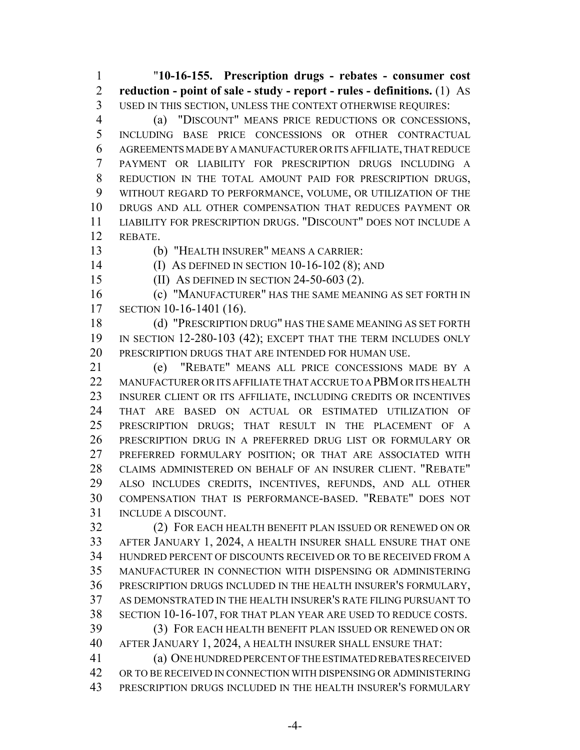"**10-16-155. Prescription drugs - rebates - consumer cost reduction - point of sale - study - report - rules - definitions.** (1) AS USED IN THIS SECTION, UNLESS THE CONTEXT OTHERWISE REQUIRES:

(a) "DISCOUNT" MEANS PRICE REDUCTIONS OR CONCESSIONS, INCLUDING BASE PRICE CONCESSIONS OR OTHER CONTRACTUAL AGREEMENTS MADE BY A MANUFACTURER OR ITS AFFILIATE, THAT REDUCE PAYMENT OR LIABILITY FOR PRESCRIPTION DRUGS INCLUDING A REDUCTION IN THE TOTAL AMOUNT PAID FOR PRESCRIPTION DRUGS, WITHOUT REGARD TO PERFORMANCE, VOLUME, OR UTILIZATION OF THE DRUGS AND ALL OTHER COMPENSATION THAT REDUCES PAYMENT OR LIABILITY FOR PRESCRIPTION DRUGS. "DISCOUNT" DOES NOT INCLUDE A REBATE.

(b) "HEALTH INSURER" MEANS A CARRIER:

(I) AS DEFINED IN SECTION 10-16-102 (8); AND

(II) AS DEFINED IN SECTION 24-50-603 (2).

(c) "MANUFACTURER" HAS THE SAME MEANING AS SET FORTH IN SECTION 10-16-1401 (16).

(d) "PRESCRIPTION DRUG" HAS THE SAME MEANING AS SET FORTH IN SECTION 12-280-103 (42); EXCEPT THAT THE TERM INCLUDES ONLY PRESCRIPTION DRUGS THAT ARE INTENDED FOR HUMAN USE.

(e) "REBATE" MEANS ALL PRICE CONCESSIONS MADE BY A MANUFACTURER OR ITS AFFILIATE THAT ACCRUE TO A PBM OR ITS HEALTH INSURER CLIENT OR ITS AFFILIATE, INCLUDING CREDITS OR INCENTIVES THAT ARE BASED ON ACTUAL OR ESTIMATED UTILIZATION OF PRESCRIPTION DRUGS; THAT RESULT IN THE PLACEMENT OF A PRESCRIPTION DRUG IN A PREFERRED DRUG LIST OR FORMULARY OR PREFERRED FORMULARY POSITION; OR THAT ARE ASSOCIATED WITH CLAIMS ADMINISTERED ON BEHALF OF AN INSURER CLIENT. "REBATE" ALSO INCLUDES CREDITS, INCENTIVES, REFUNDS, AND ALL OTHER COMPENSATION THAT IS PERFORMANCE-BASED. "REBATE" DOES NOT INCLUDE A DISCOUNT.

(2) FOR EACH HEALTH BENEFIT PLAN ISSUED OR RENEWED ON OR AFTER JANUARY 1, 2024, A HEALTH INSURER SHALL ENSURE THAT ONE HUNDRED PERCENT OF DISCOUNTS RECEIVED OR TO BE RECEIVED FROM A MANUFACTURER IN CONNECTION WITH DISPENSING OR ADMINISTERING PRESCRIPTION DRUGS INCLUDED IN THE HEALTH INSURER'S FORMULARY, AS DEMONSTRATED IN THE HEALTH INSURER'S RATE FILING PURSUANT TO SECTION 10-16-107, FOR THAT PLAN YEAR ARE USED TO REDUCE COSTS.

(3) FOR EACH HEALTH BENEFIT PLAN ISSUED OR RENEWED ON OR AFTER JANUARY 1, 2024, A HEALTH INSURER SHALL ENSURE THAT:

(a) ONE HUNDRED PERCENT OF THE ESTIMATED REBATES RECEIVED OR TO BE RECEIVED IN CONNECTION WITH DISPENSING OR ADMINISTERING PRESCRIPTION DRUGS INCLUDED IN THE HEALTH INSURER'S FORMULARY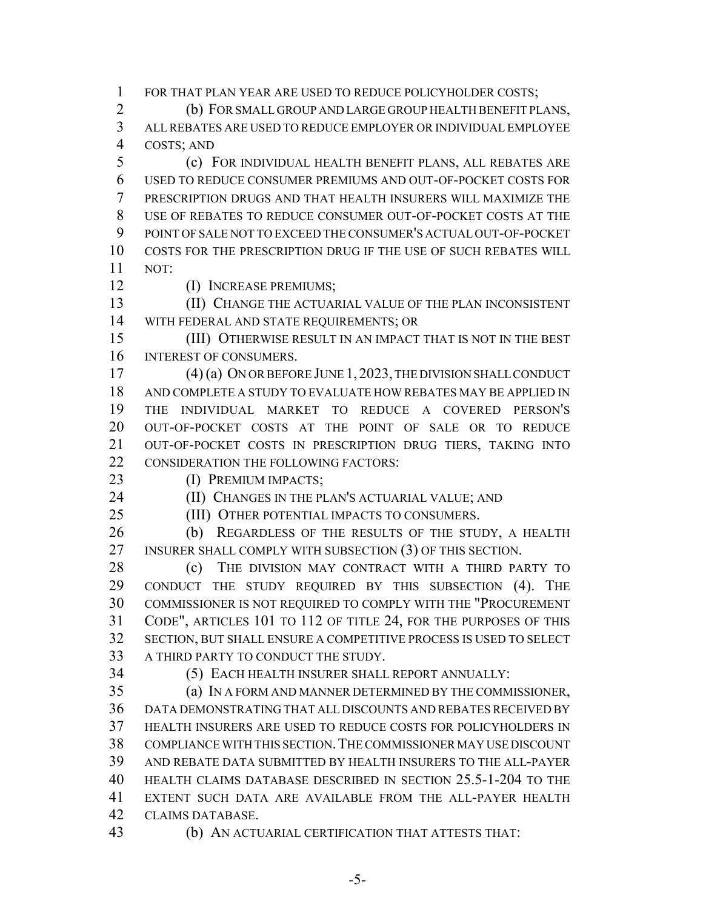FOR THAT PLAN YEAR ARE USED TO REDUCE POLICYHOLDER COSTS;

(b) FOR SMALL GROUP AND LARGE GROUP HEALTH BENEFIT PLANS, ALL REBATES ARE USED TO REDUCE EMPLOYER OR INDIVIDUAL EMPLOYEE COSTS; AND

(c) FOR INDIVIDUAL HEALTH BENEFIT PLANS, ALL REBATES ARE USED TO REDUCE CONSUMER PREMIUMS AND OUT-OF-POCKET COSTS FOR PRESCRIPTION DRUGS AND THAT HEALTH INSURERS WILL MAXIMIZE THE USE OF REBATES TO REDUCE CONSUMER OUT-OF-POCKET COSTS AT THE POINT OF SALE NOT TO EXCEED THE CONSUMER'S ACTUAL OUT-OF-POCKET COSTS FOR THE PRESCRIPTION DRUG IF THE USE OF SUCH REBATES WILL NOT:

(I) INCREASE PREMIUMS;

(II) CHANGE THE ACTUARIAL VALUE OF THE PLAN INCONSISTENT WITH FEDERAL AND STATE REQUIREMENTS; OR

(III) OTHERWISE RESULT IN AN IMPACT THAT IS NOT IN THE BEST INTEREST OF CONSUMERS.

(4) (a) ON OR BEFORE JUNE 1, 2023, THE DIVISION SHALL CONDUCT AND COMPLETE A STUDY TO EVALUATE HOW REBATES MAY BE APPLIED IN THE INDIVIDUAL MARKET TO REDUCE A COVERED PERSON'S OUT-OF-POCKET COSTS AT THE POINT OF SALE OR TO REDUCE OUT-OF-POCKET COSTS IN PRESCRIPTION DRUG TIERS, TAKING INTO CONSIDERATION THE FOLLOWING FACTORS:

(I) PREMIUM IMPACTS;

(II) CHANGES IN THE PLAN'S ACTUARIAL VALUE; AND

(III) OTHER POTENTIAL IMPACTS TO CONSUMERS.

(b) REGARDLESS OF THE RESULTS OF THE STUDY, A HEALTH INSURER SHALL COMPLY WITH SUBSECTION (3) OF THIS SECTION.

(c) THE DIVISION MAY CONTRACT WITH A THIRD PARTY TO CONDUCT THE STUDY REQUIRED BY THIS SUBSECTION (4). THE COMMISSIONER IS NOT REQUIRED TO COMPLY WITH THE "PROCUREMENT CODE", ARTICLES 101 TO 112 OF TITLE 24, FOR THE PURPOSES OF THIS SECTION, BUT SHALL ENSURE A COMPETITIVE PROCESS IS USED TO SELECT A THIRD PARTY TO CONDUCT THE STUDY.

(5) EACH HEALTH INSURER SHALL REPORT ANNUALLY:

(a) IN A FORM AND MANNER DETERMINED BY THE COMMISSIONER, DATA DEMONSTRATING THAT ALL DISCOUNTS AND REBATES RECEIVED BY HEALTH INSURERS ARE USED TO REDUCE COSTS FOR POLICYHOLDERS IN COMPLIANCE WITH THIS SECTION. THE COMMISSIONER MAY USE DISCOUNT AND REBATE DATA SUBMITTED BY HEALTH INSURERS TO THE ALL-PAYER HEALTH CLAIMS DATABASE DESCRIBED IN SECTION 25.5-1-204 TO THE EXTENT SUCH DATA ARE AVAILABLE FROM THE ALL-PAYER HEALTH CLAIMS DATABASE.

(b) AN ACTUARIAL CERTIFICATION THAT ATTESTS THAT: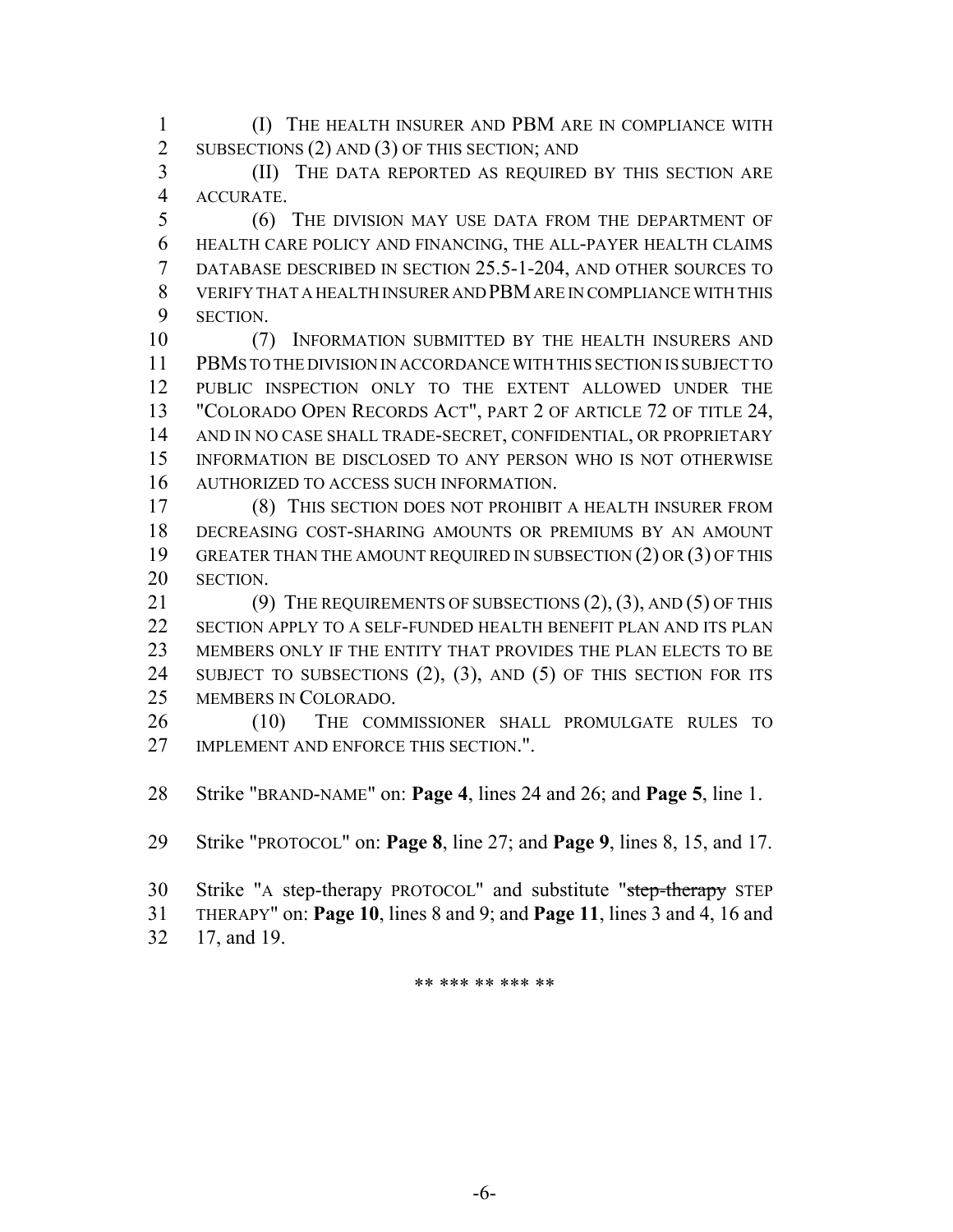(I) THE HEALTH INSURER AND PBM ARE IN COMPLIANCE WITH SUBSECTIONS (2) AND (3) OF THIS SECTION; AND

(II) THE DATA REPORTED AS REQUIRED BY THIS SECTION ARE ACCURATE.

(6) THE DIVISION MAY USE DATA FROM THE DEPARTMENT OF HEALTH CARE POLICY AND FINANCING, THE ALL-PAYER HEALTH CLAIMS DATABASE DESCRIBED IN SECTION 25.5-1-204, AND OTHER SOURCES TO VERIFY THAT A HEALTH INSURER AND PBM ARE IN COMPLIANCE WITH THIS SECTION.

(7) INFORMATION SUBMITTED BY THE HEALTH INSURERS AND PBMS TO THE DIVISION IN ACCORDANCE WITH THIS SECTION IS SUBJECT TO PUBLIC INSPECTION ONLY TO THE EXTENT ALLOWED UNDER THE "COLORADO OPEN RECORDS ACT", PART 2 OF ARTICLE 72 OF TITLE 24, AND IN NO CASE SHALL TRADE-SECRET, CONFIDENTIAL, OR PROPRIETARY INFORMATION BE DISCLOSED TO ANY PERSON WHO IS NOT OTHERWISE AUTHORIZED TO ACCESS SUCH INFORMATION.

(8) THIS SECTION DOES NOT PROHIBIT A HEALTH INSURER FROM DECREASING COST-SHARING AMOUNTS OR PREMIUMS BY AN AMOUNT GREATER THAN THE AMOUNT REQUIRED IN SUBSECTION (2) OR (3) OF THIS SECTION.

(9) THE REQUIREMENTS OF SUBSECTIONS (2), (3), AND (5) OF THIS SECTION APPLY TO A SELF-FUNDED HEALTH BENEFIT PLAN AND ITS PLAN MEMBERS ONLY IF THE ENTITY THAT PROVIDES THE PLAN ELECTS TO BE SUBJECT TO SUBSECTIONS (2), (3), AND (5) OF THIS SECTION FOR ITS MEMBERS IN COLORADO.

(10) THE COMMISSIONER SHALL PROMULGATE RULES TO IMPLEMENT AND ENFORCE THIS SECTION.".

Strike "BRAND-NAME" on: **Page 4**, lines 24 and 26; and **Page 5**, line 1.

Strike "PROTOCOL" on: **Page 8**, line 27; and **Page 9**, lines 8, 15, and 17.

Strike "A step-therapy PROTOCOL" and substitute "~~step-therapy~~ STEP THERAPY" on: **Page 10**, lines 8 and 9; and **Page 11**, lines 3 and 4, 16 and 17, and 19.

** *** ** *** **